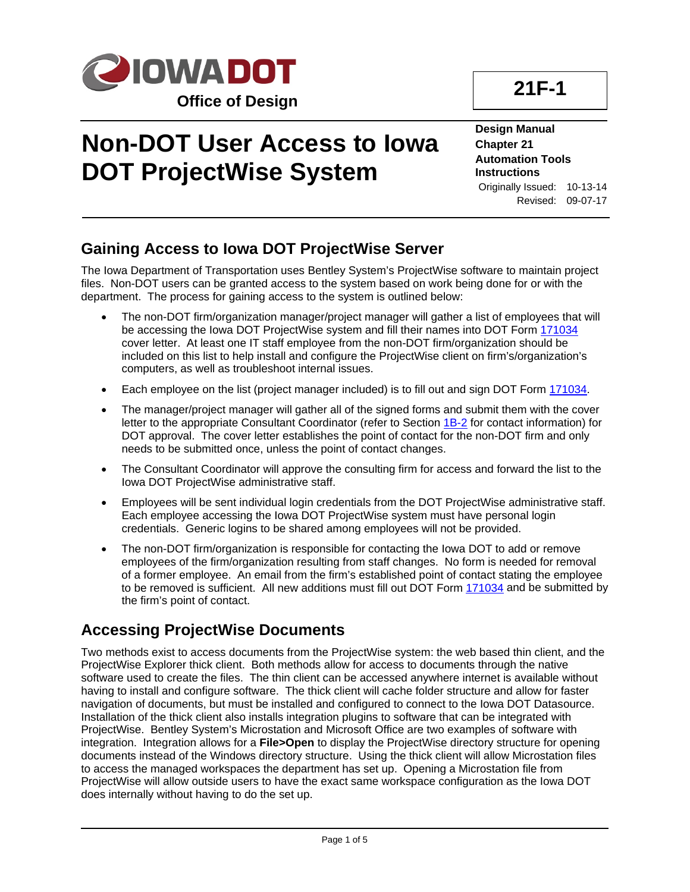IOWA DOT

Office of Design

**21F-1**

# Non-DOT User Access to Iowa DOT ProjectWise System

**Design Manual**
**Chapter 21**
**Automation Tools**
**Instructions**

Originally Issued: 10-13-14
Revised: 09-07-17

## Gaining Access to Iowa DOT ProjectWise Server

The Iowa Department of Transportation uses Bentley System's ProjectWise software to maintain project files. Non-DOT users can be granted access to the system based on work being done for or with the department. The process for gaining access to the system is outlined below:

- The non-DOT firm/organization manager/project manager will gather a list of employees that will be accessing the Iowa DOT ProjectWise system and fill their names into DOT Form 171034 cover letter. At least one IT staff employee from the non-DOT firm/organization should be included on this list to help install and configure the ProjectWise client on firm's/organization's computers, as well as troubleshoot internal issues.
- Each employee on the list (project manager included) is to fill out and sign DOT Form 171034.
- The manager/project manager will gather all of the signed forms and submit them with the cover letter to the appropriate Consultant Coordinator (refer to Section 1B-2 for contact information) for DOT approval. The cover letter establishes the point of contact for the non-DOT firm and only needs to be submitted once, unless the point of contact changes.
- The Consultant Coordinator will approve the consulting firm for access and forward the list to the Iowa DOT ProjectWise administrative staff.
- Employees will be sent individual login credentials from the DOT ProjectWise administrative staff. Each employee accessing the Iowa DOT ProjectWise system must have personal login credentials. Generic logins to be shared among employees will not be provided.
- The non-DOT firm/organization is responsible for contacting the Iowa DOT to add or remove employees of the firm/organization resulting from staff changes. No form is needed for removal of a former employee. An email from the firm's established point of contact stating the employee to be removed is sufficient. All new additions must fill out DOT Form 171034 and be submitted by the firm's point of contact.

## Accessing ProjectWise Documents

Two methods exist to access documents from the ProjectWise system: the web based thin client, and the ProjectWise Explorer thick client. Both methods allow for access to documents through the native software used to create the files. The thin client can be accessed anywhere internet is available without having to install and configure software. The thick client will cache folder structure and allow for faster navigation of documents, but must be installed and configured to connect to the Iowa DOT Datasource. Installation of the thick client also installs integration plugins to software that can be integrated with ProjectWise. Bentley System's Microstation and Microsoft Office are two examples of software with integration. Integration allows for a **File>Open** to display the ProjectWise directory structure for opening documents instead of the Windows directory structure. Using the thick client will allow Microstation files to access the managed workspaces the department has set up. Opening a Microstation file from ProjectWise will allow outside users to have the exact same workspace configuration as the Iowa DOT does internally without having to do the set up.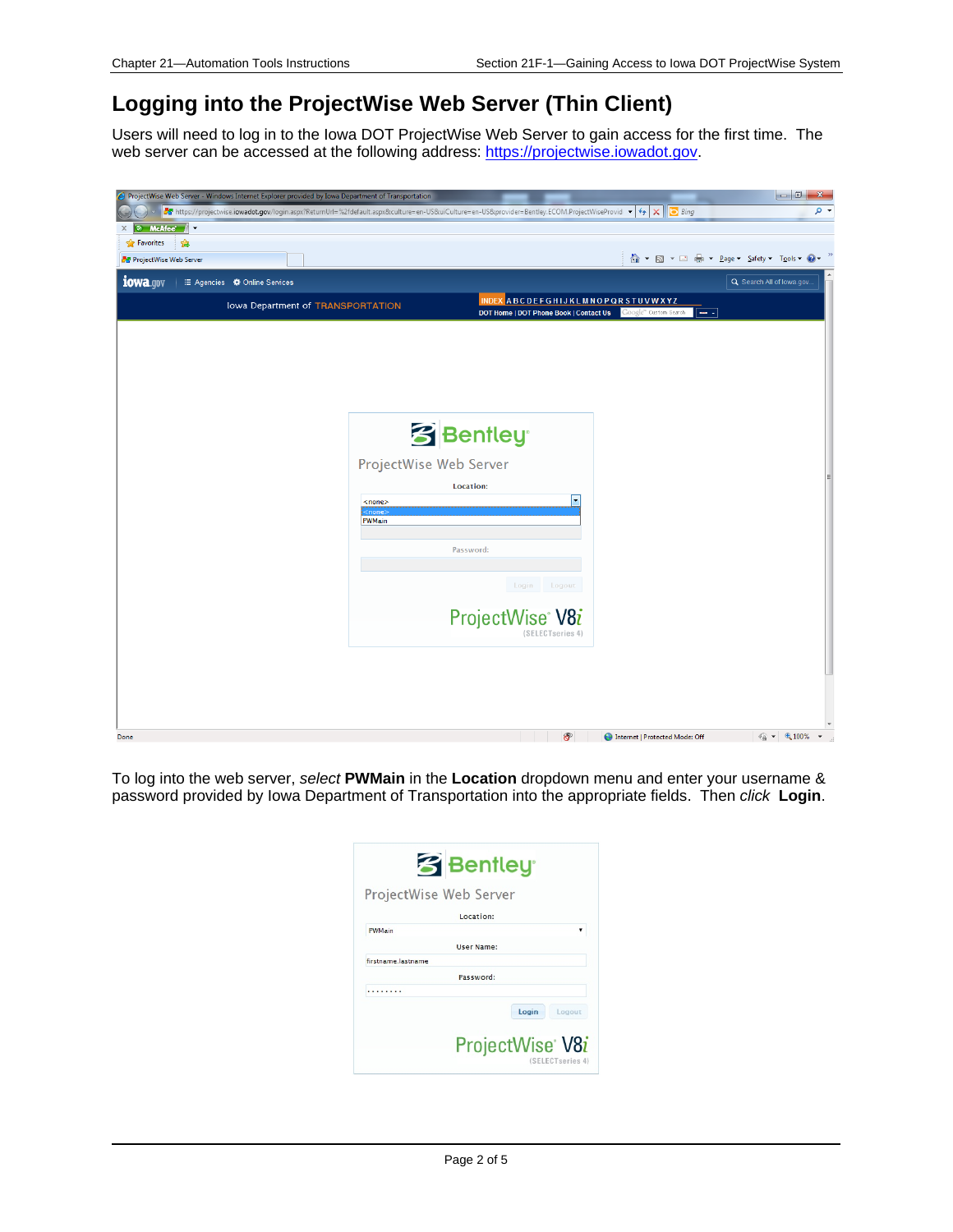# Logging into the ProjectWise Web Server (Thin Client)

Users will need to log in to the Iowa DOT ProjectWise Web Server to gain access for the first time. The web server can be accessed at the following address: [https://projectwise.iowadot.gov](https://projectwise.iowadot.gov).

To log into the web server, *select* **PWMain** in the **Location** dropdown menu and enter your username & password provided by Iowa Department of Transportation into the appropriate fields. Then *click* **Login**.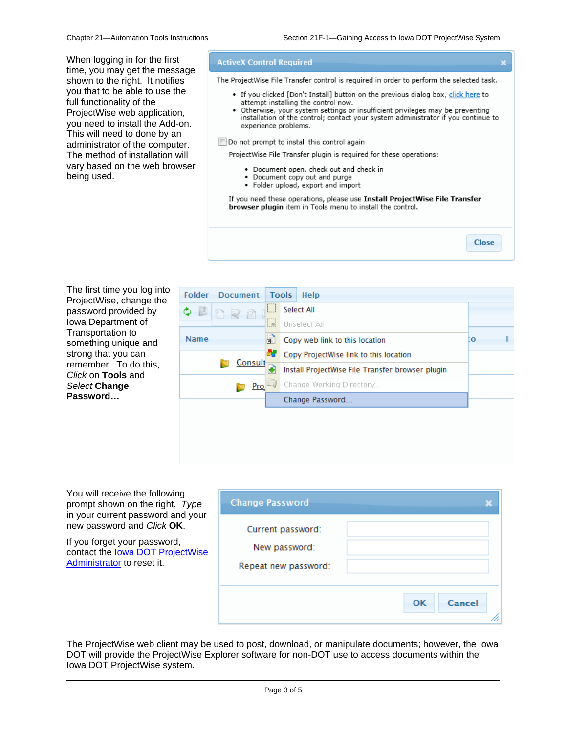When logging in for the first time, you may get the message shown to the right. It notifies you that to be able to use the full functionality of the ProjectWise web application, you need to install the Add-on. This will need to done by an administrator of the computer. The method of installation will vary based on the web browser being used.

**ActiveX Control Required**

The ProjectWise File Transfer control is required in order to perform the selected task.

- If you clicked [Don't Install] button on the previous dialog box, click here to attempt installing the control now.
- Otherwise, your system settings or insufficient privileges may be preventing installation of the control; contact your system administrator if you continue to experience problems.

Do not prompt to install this control again

ProjectWise File Transfer plugin is required for these operations:

- Document open, check out and check in
- Document copy out and purge
- Folder upload, export and import

If you need these operations, please use **Install ProjectWise File Transfer browser plugin** item in Tools menu to install the control.

Close

The first time you log into ProjectWise, change the password provided by Iowa Department of Transportation to something unique and strong that you can remember. To do this, *Click* on **Tools** and *Select* **Change Password…**

Folder | Document | Tools | Help

- Select All
- Unselect All
- Copy web link to this location
- Copy ProjectWise link to this location
- Install ProjectWise File Transfer browser plugin
- Change Working Directory...
- Change Password...

You will receive the following prompt shown on the right. *Type* in your current password and your new password and *Click* **OK**.

If you forget your password, contact the Iowa DOT ProjectWise Administrator to reset it.

**Change Password**

Current password:

New password:

Repeat new password:

OK | Cancel

The ProjectWise web client may be used to post, download, or manipulate documents; however, the Iowa DOT will provide the ProjectWise Explorer software for non-DOT use to access documents within the Iowa DOT ProjectWise system.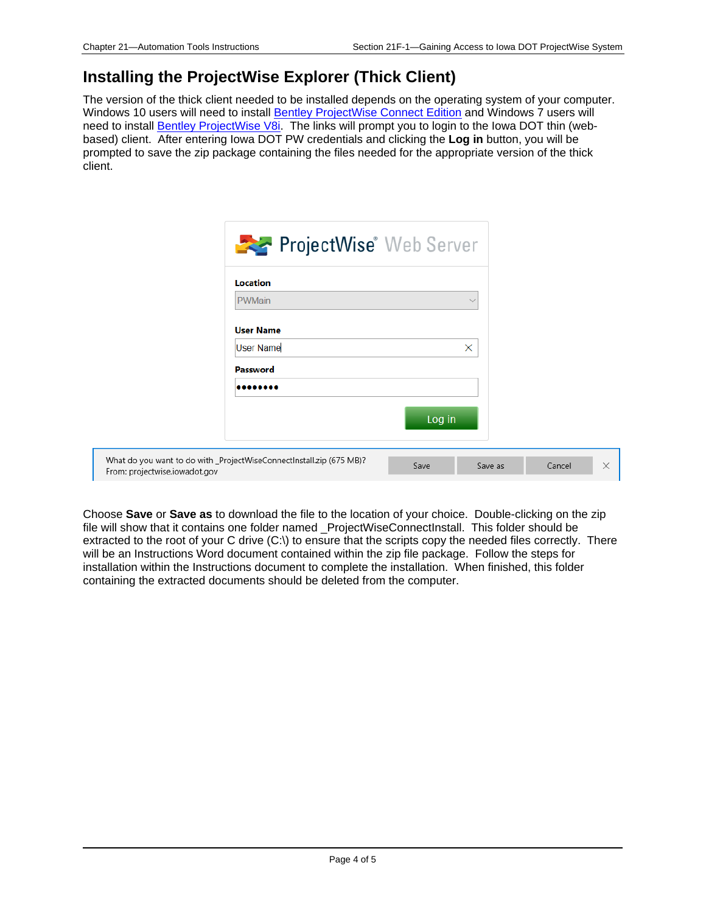# Installing the ProjectWise Explorer (Thick Client)

The version of the thick client needed to be installed depends on the operating system of your computer. Windows 10 users will need to install Bentley ProjectWise Connect Edition and Windows 7 users will need to install Bentley ProjectWise V8i. The links will prompt you to login to the Iowa DOT thin (web-based) client. After entering Iowa DOT PW credentials and clicking the **Log in** button, you will be prompted to save the zip package containing the files needed for the appropriate version of the thick client.

Choose **Save** or **Save as** to download the file to the location of your choice. Double-clicking on the zip file will show that it contains one folder named _ProjectWiseConnectInstall. This folder should be extracted to the root of your C drive (C:\) to ensure that the scripts copy the needed files correctly. There will be an Instructions Word document contained within the zip file package. Follow the steps for installation within the Instructions document to complete the installation. When finished, this folder containing the extracted documents should be deleted from the computer.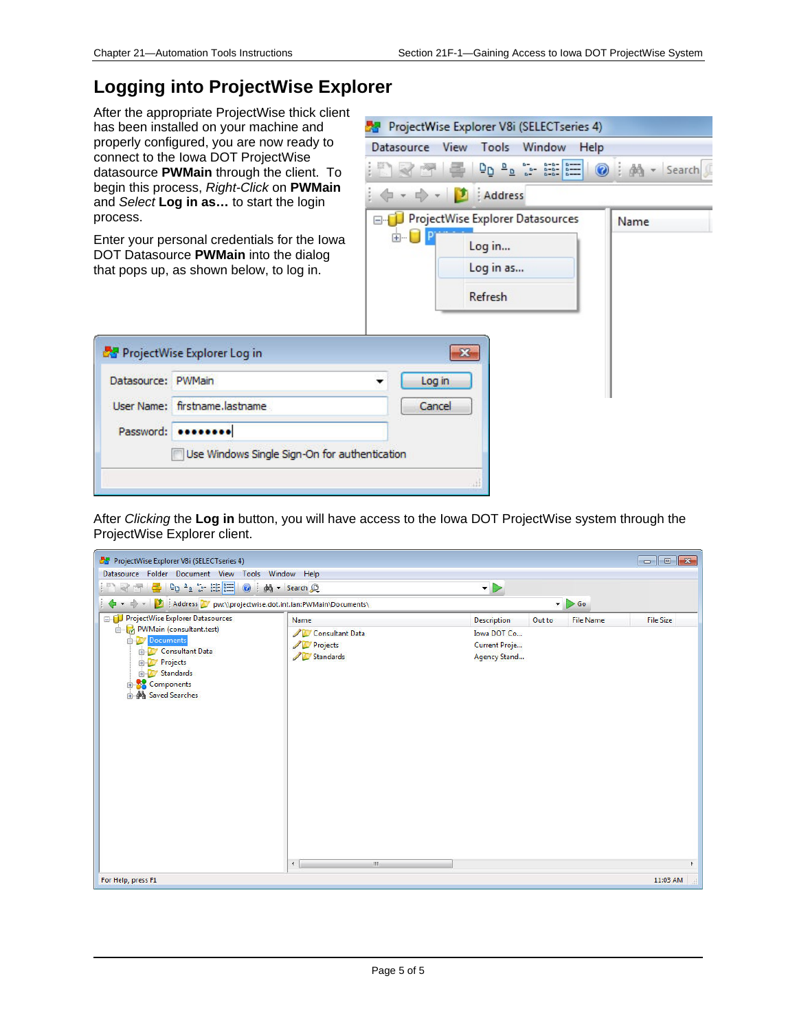# Logging into ProjectWise Explorer

After the appropriate ProjectWise thick client has been installed on your machine and properly configured, you are now ready to connect to the Iowa DOT ProjectWise datasource **PWMain** through the client. To begin this process, *Right-Click* on **PWMain** and *Select* **Log in as…** to start the login process.

Enter your personal credentials for the Iowa DOT Datasource **PWMain** into the dialog that pops up, as shown below, to log in.

After *Clicking* the **Log in** button, you will have access to the Iowa DOT ProjectWise system through the ProjectWise Explorer client.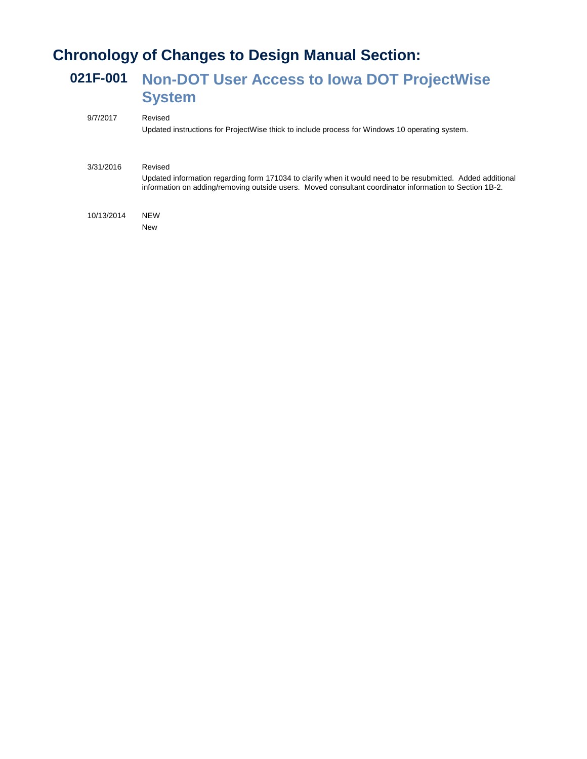# Chronology of Changes to Design Manual Section:

## 021F-001 Non-DOT User Access to Iowa DOT ProjectWise System

9/7/2017 Revised

Updated instructions for ProjectWise thick to include process for Windows 10 operating system.

3/31/2016 Revised

Updated information regarding form 171034 to clarify when it would need to be resubmitted. Added additional information on adding/removing outside users. Moved consultant coordinator information to Section 1B-2.

10/13/2014 NEW

New